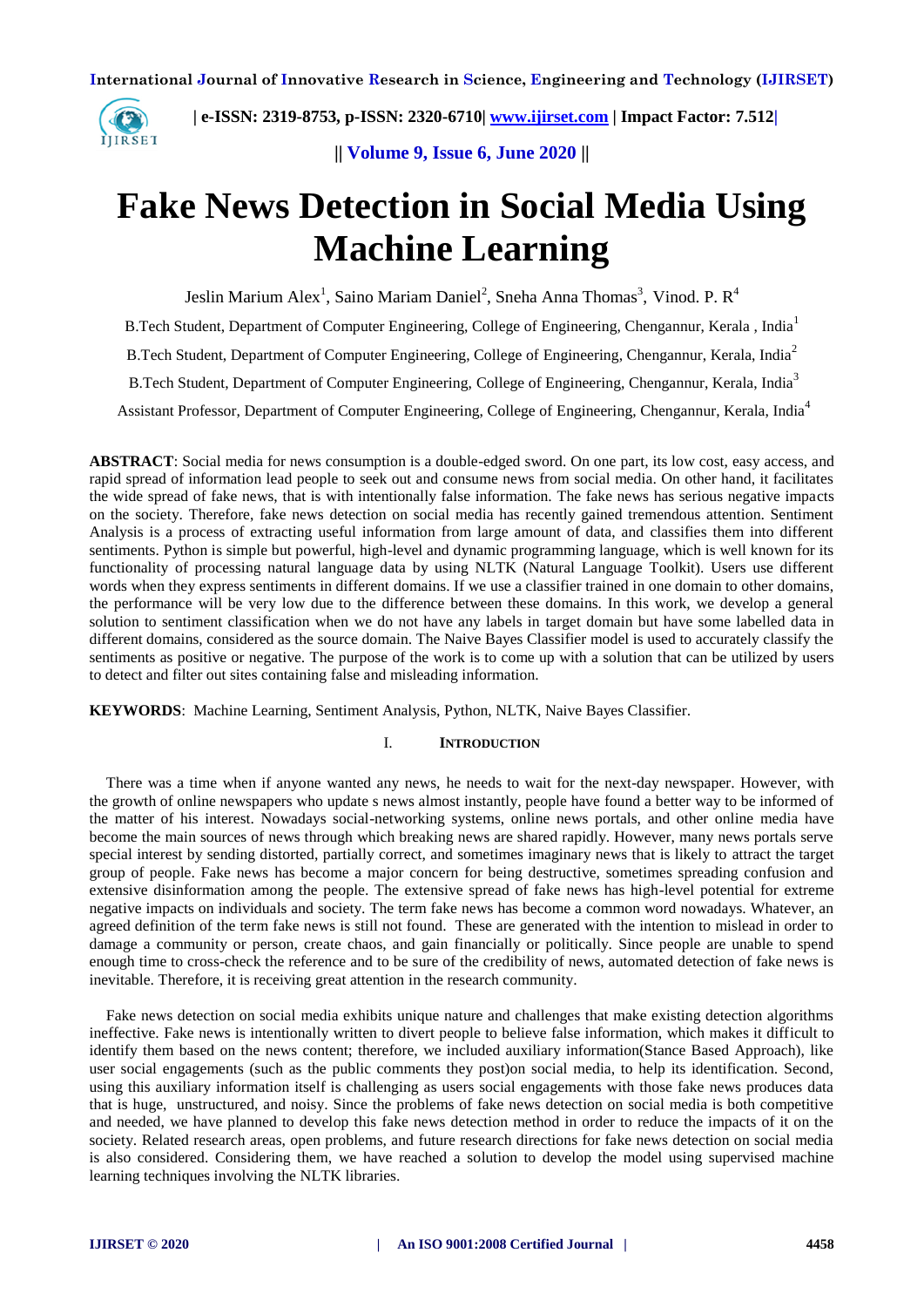# Fake News Detection in Social Media Using Machine Learning

Jeslin Marium Alex[1], Saino Mariam Daniel[2], Sneha Anna Thomas[3], Vinod. P. R[4]

B.Tech Student, Department of Computer Engineering, College of Engineering, Chengannur, Kerala , India[1]

B.Tech Student, Department of Computer Engineering, College of Engineering, Chengannur, Kerala, India[2]

B.Tech Student, Department of Computer Engineering, College of Engineering, Chengannur, Kerala, India[3]

Assistant Professor, Department of Computer Engineering, College of Engineering, Chengannur, Kerala, India[4]

**ABSTRACT**: Social media for news consumption is a double-edged sword. On one part, its low cost, easy access, and rapid spread of information lead people to seek out and consume news from social media. On other hand, it facilitates the wide spread of fake news, that is with intentionally false information. The fake news has serious negative impacts on the society. Therefore, fake news detection on social media has recently gained tremendous attention. Sentiment Analysis is a process of extracting useful information from large amount of data, and classifies them into different sentiments. Python is simple but powerful, high-level and dynamic programming language, which is well known for its functionality of processing natural language data by using NLTK (Natural Language Toolkit). Users use different words when they express sentiments in different domains. If we use a classifier trained in one domain to other domains, the performance will be very low due to the difference between these domains. In this work, we develop a general solution to sentiment classification when we do not have any labels in target domain but have some labelled data in different domains, considered as the source domain. The Naive Bayes Classifier model is used to accurately classify the sentiments as positive or negative. The purpose of the work is to come up with a solution that can be utilized by users to detect and filter out sites containing false and misleading information.

**KEYWORDS**: Machine Learning, Sentiment Analysis, Python, NLTK, Naive Bayes Classifier.

## I. INTRODUCTION

There was a time when if anyone wanted any news, he needs to wait for the next-day newspaper. However, with the growth of online newspapers who update s news almost instantly, people have found a better way to be informed of the matter of his interest. Nowadays social-networking systems, online news portals, and other online media have become the main sources of news through which breaking news are shared rapidly. However, many news portals serve special interest by sending distorted, partially correct, and sometimes imaginary news that is likely to attract the target group of people. Fake news has become a major concern for being destructive, sometimes spreading confusion and extensive disinformation among the people. The extensive spread of fake news has high-level potential for extreme negative impacts on individuals and society. The term fake news has become a common word nowadays. Whatever, an agreed definition of the term fake news is still not found. These are generated with the intention to mislead in order to damage a community or person, create chaos, and gain financially or politically. Since people are unable to spend enough time to cross-check the reference and to be sure of the credibility of news, automated detection of fake news is inevitable. Therefore, it is receiving great attention in the research community.

Fake news detection on social media exhibits unique nature and challenges that make existing detection algorithms ineffective. Fake news is intentionally written to divert people to believe false information, which makes it difficult to identify them based on the news content; therefore, we included auxiliary information(Stance Based Approach), like user social engagements (such as the public comments they post)on social media, to help its identification. Second, using this auxiliary information itself is challenging as users social engagements with those fake news produces data that is huge, unstructured, and noisy. Since the problems of fake news detection on social media is both competitive and needed, we have planned to develop this fake news detection method in order to reduce the impacts of it on the society. Related research areas, open problems, and future research directions for fake news detection on social media is also considered. Considering them, we have reached a solution to develop the model using supervised machine learning techniques involving the NLTK libraries.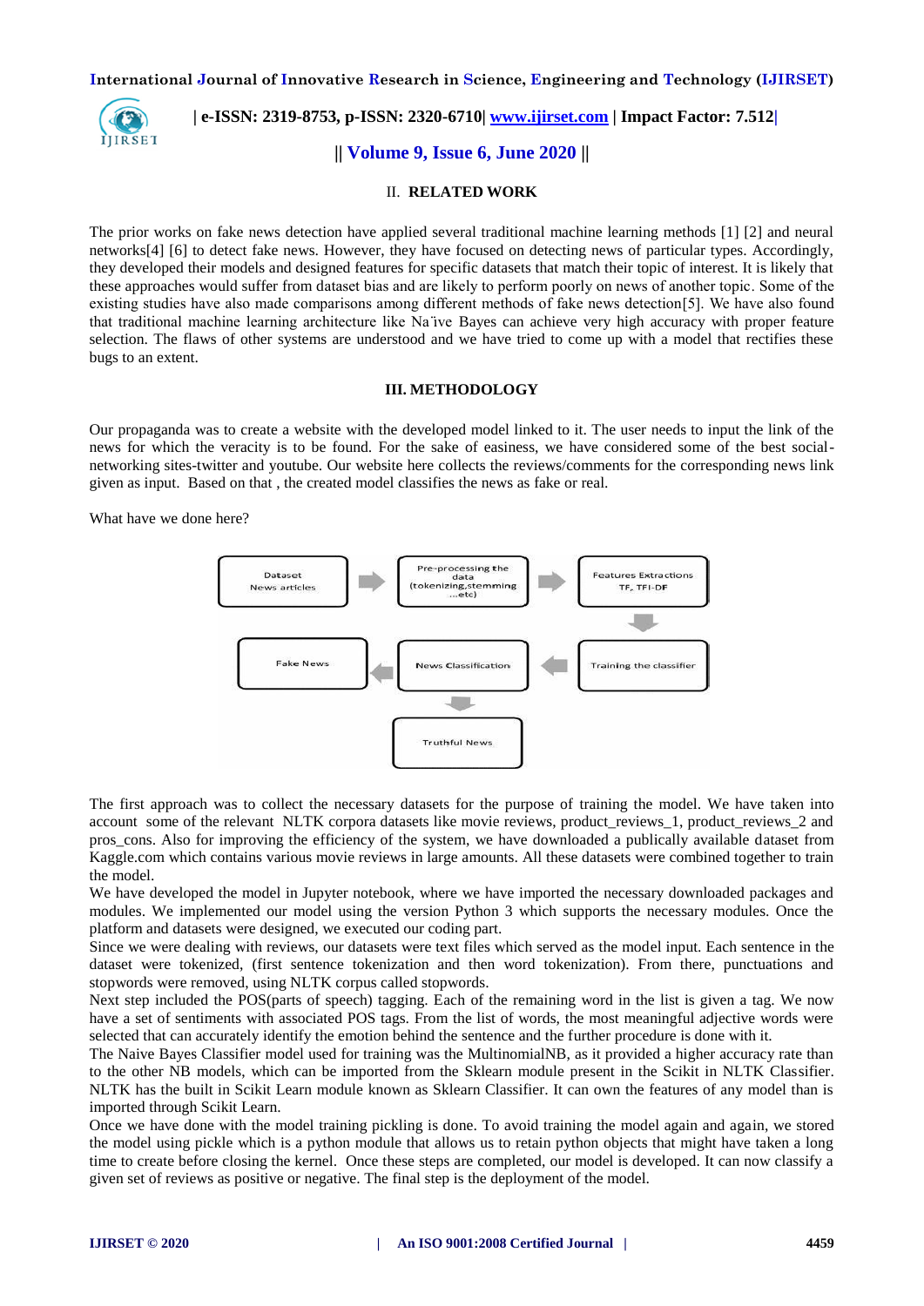## II. RELATED WORK

The prior works on fake news detection have applied several traditional machine learning methods [1] [2] and neural networks[4] [6] to detect fake news. However, they have focused on detecting news of particular types. Accordingly, they developed their models and designed features for specific datasets that match their topic of interest. It is likely that these approaches would suffer from dataset bias and are likely to perform poorly on news of another topic. Some of the existing studies have also made comparisons among different methods of fake news detection[5]. We have also found that traditional machine learning architecture like Na¨ive Bayes can achieve very high accuracy with proper feature selection. The flaws of other systems are understood and we have tried to come up with a model that rectifies these bugs to an extent.

## III. METHODOLOGY

Our propaganda was to create a website with the developed model linked to it. The user needs to input the link of the news for which the veracity is to be found. For the sake of easiness, we have considered some of the best social-networking sites-twitter and youtube. Our website here collects the reviews/comments for the corresponding news link given as input. Based on that , the created model classifies the news as fake or real.

What have we done here?

Dataset News articles → Pre-processing the data (tokenizing,stemming ...etc) → Features Extractions TF, TFI-DF → Training the classifier → News Classification → Fake News / Truthful News

The first approach was to collect the necessary datasets for the purpose of training the model. We have taken into account some of the relevant NLTK corpora datasets like movie reviews, product_reviews_1, product_reviews_2 and pros_cons. Also for improving the efficiency of the system, we have downloaded a publically available dataset from Kaggle.com which contains various movie reviews in large amounts. All these datasets were combined together to train the model.

We have developed the model in Jupyter notebook, where we have imported the necessary downloaded packages and modules. We implemented our model using the version Python 3 which supports the necessary modules. Once the platform and datasets were designed, we executed our coding part.

Since we were dealing with reviews, our datasets were text files which served as the model input. Each sentence in the dataset were tokenized, (first sentence tokenization and then word tokenization). From there, punctuations and stopwords were removed, using NLTK corpus called stopwords.

Next step included the POS(parts of speech) tagging. Each of the remaining word in the list is given a tag. We now have a set of sentiments with associated POS tags. From the list of words, the most meaningful adjective words were selected that can accurately identify the emotion behind the sentence and the further procedure is done with it.

The Naive Bayes Classifier model used for training was the MultinomialNB, as it provided a higher accuracy rate than to the other NB models, which can be imported from the Sklearn module present in the Scikit in NLTK Classifier. NLTK has the built in Scikit Learn module known as Sklearn Classifier. It can own the features of any model than is imported through Scikit Learn.

Once we have done with the model training pickling is done. To avoid training the model again and again, we stored the model using pickle which is a python module that allows us to retain python objects that might have taken a long time to create before closing the kernel. Once these steps are completed, our model is developed. It can now classify a given set of reviews as positive or negative. The final step is the deployment of the model.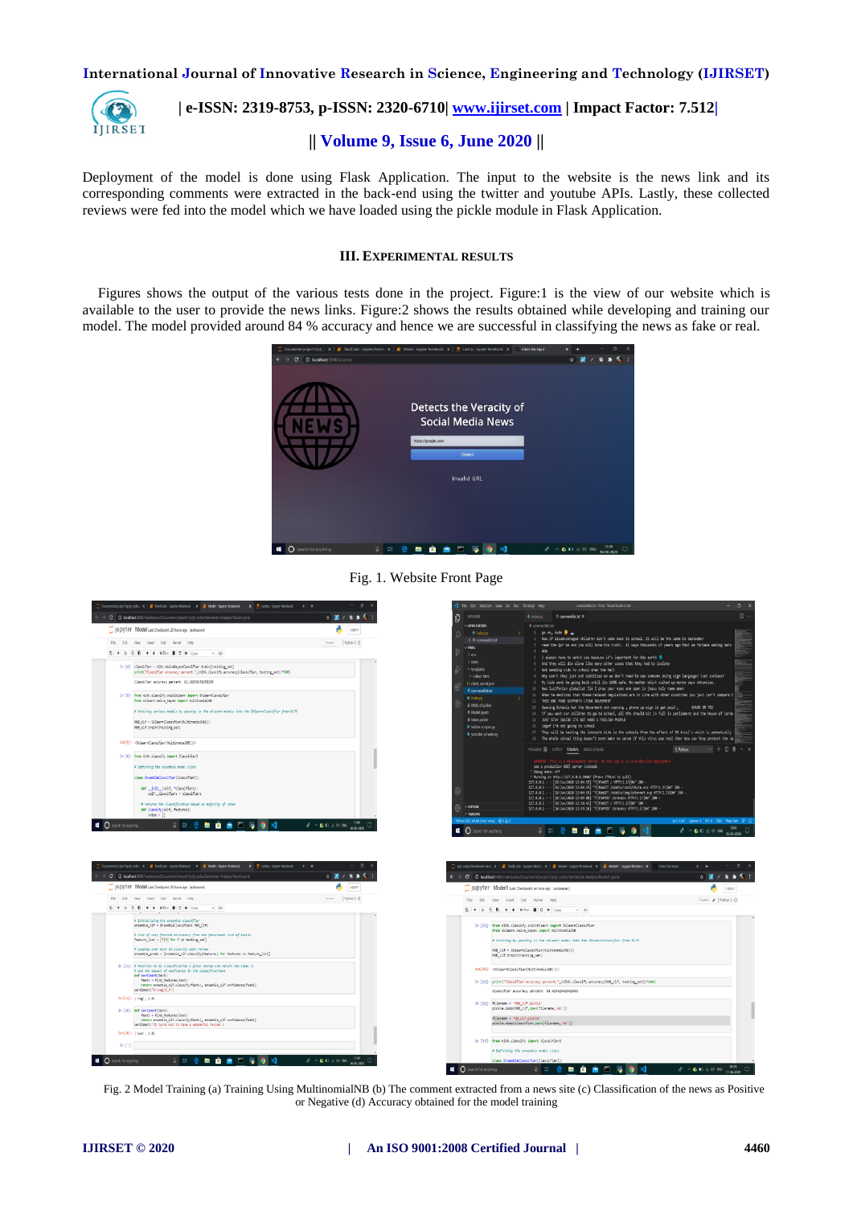Deployment of the model is done using Flask Application. The input to the website is the news link and its corresponding comments were extracted in the back-end using the twitter and youtube APIs. Lastly, these collected reviews were fed into the model which we have loaded using the pickle module in Flask Application.

## III. EXPERIMENTAL RESULTS

Figures shows the output of the various tests done in the project. Figure:1 is the view of our website which is available to the user to provide the news links. Figure:2 shows the results obtained while developing and training our model. The model provided around 84 % accuracy and hence we are successful in classifying the news as fake or real.

Fig. 1. Website Front Page

Fig. 2 Model Training (a) Training Using MultinomialNB (b) The comment extracted from a news site (c) Classification of the news as Positive or Negative (d) Accuracy obtained for the model training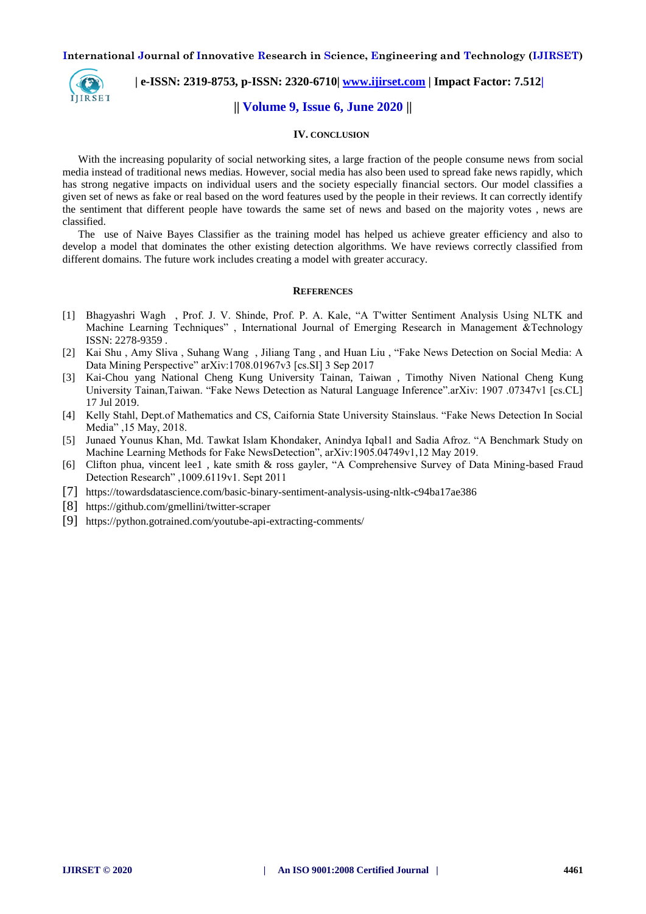## IV. CONCLUSION

With the increasing popularity of social networking sites, a large fraction of the people consume news from social media instead of traditional news medias. However, social media has also been used to spread fake news rapidly, which has strong negative impacts on individual users and the society especially financial sectors. Our model classifies a given set of news as fake or real based on the word features used by the people in their reviews. It can correctly identify the sentiment that different people have towards the same set of news and based on the majority votes , news are classified.

The use of Naive Bayes Classifier as the training model has helped us achieve greater efficiency and also to develop a model that dominates the other existing detection algorithms. We have reviews correctly classified from different domains. The future work includes creating a model with greater accuracy.

## REFERENCES

[1] Bhagyashri Wagh , Prof. J. V. Shinde, Prof. P. A. Kale, "A T'witter Sentiment Analysis Using NLTK and Machine Learning Techniques" , International Journal of Emerging Research in Management &Technology ISSN: 2278-9359 .

[2] Kai Shu , Amy Sliva , Suhang Wang , Jiliang Tang , and Huan Liu , "Fake News Detection on Social Media: A Data Mining Perspective" arXiv:1708.01967v3 [cs.SI] 3 Sep 2017

[3] Kai-Chou yang National Cheng Kung University Tainan, Taiwan , Timothy Niven National Cheng Kung University Tainan,Taiwan. "Fake News Detection as Natural Language Inference".arXiv: 1907 .07347v1 [cs.CL] 17 Jul 2019.

[4] Kelly Stahl, Dept.of Mathematics and CS, Caifornia State University Stainslaus. "Fake News Detection In Social Media" ,15 May, 2018.

[5] Junaed Younus Khan, Md. Tawkat Islam Khondaker, Anindya Iqbal1 and Sadia Afroz. "A Benchmark Study on Machine Learning Methods for Fake NewsDetection", arXiv:1905.04749v1,12 May 2019.

[6] Clifton phua, vincent lee1 , kate smith & ross gayler, "A Comprehensive Survey of Data Mining-based Fraud Detection Research" ,1009.6119v1. Sept 2011

[7] https://towardsdatascience.com/basic-binary-sentiment-analysis-using-nltk-c94ba17ae386

[8] https://github.com/gmellini/twitter-scraper

[9] https://python.gotrained.com/youtube-api-extracting-comments/